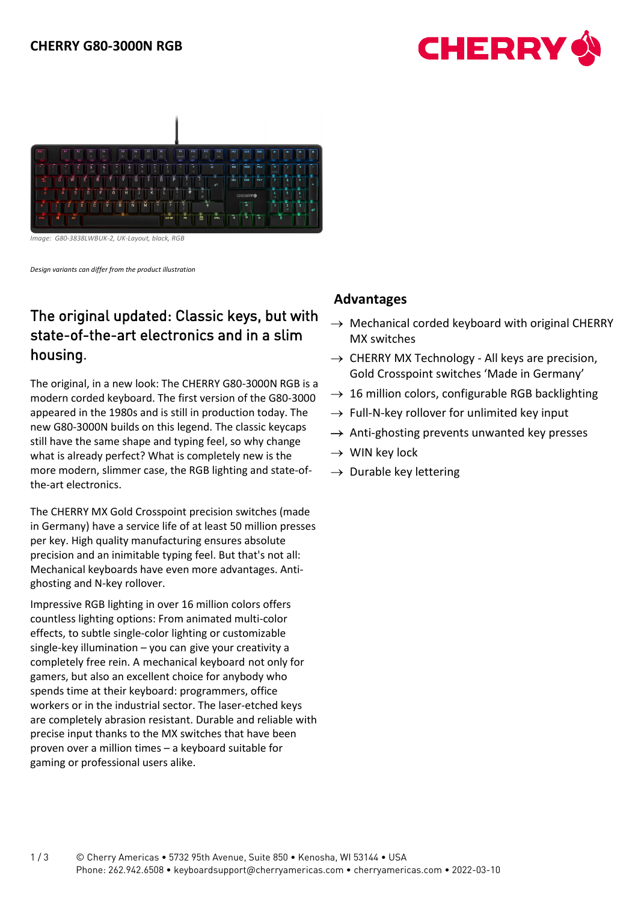# CHERRY G80-3000N RGB

*Image: G80-3838LWBUK-2, UK-Layout, black, RGB*

*Design variants can differ from the product illustration*

## The original updated: Classic keys, but with state-of-the-art electronics and in a slim housing.

The original, in a new look: The CHERRY G80-3000N RGB is a modern corded keyboard. The first version of the G80-3000 appeared in the 1980s and is still in production today. The new G80-3000N builds on this legend. The classic keycaps still have the same shape and typing feel, so why change what is already perfect? What is completely new is the more modern, slimmer case, the RGB lighting and state-of-the-art electronics.

The CHERRY MX Gold Crosspoint precision switches (made in Germany) have a service life of at least 50 million presses per key. High quality manufacturing ensures absolute precision and an inimitable typing feel. But that's not all: Mechanical keyboards have even more advantages. Anti-ghosting and N-key rollover.

Impressive RGB lighting in over 16 million colors offers countless lighting options: From animated multi-color effects, to subtle single-color lighting or customizable single-key illumination – you can give your creativity a completely free rein. A mechanical keyboard not only for gamers, but also an excellent choice for anybody who spends time at their keyboard: programmers, office workers or in the industrial sector. The laser-etched keys are completely abrasion resistant. Durable and reliable with precise input thanks to the MX switches that have been proven over a million times – a keyboard suitable for gaming or professional users alike.

## Advantages

→ Mechanical corded keyboard with original CHERRY MX switches
→ CHERRY MX Technology - All keys are precision, Gold Crosspoint switches 'Made in Germany'
→ 16 million colors, configurable RGB backlighting
→ Full-N-key rollover for unlimited key input
→ Anti-ghosting prevents unwanted key presses
→ WIN key lock
→ Durable key lettering

© Cherry Americas • 5732 95th Avenue, Suite 850 • Kenosha, WI 53144 • USA
Phone: 262.942.6508 • keyboardsupport@cherryamericas.com • cherryamericas.com • 2022-03-10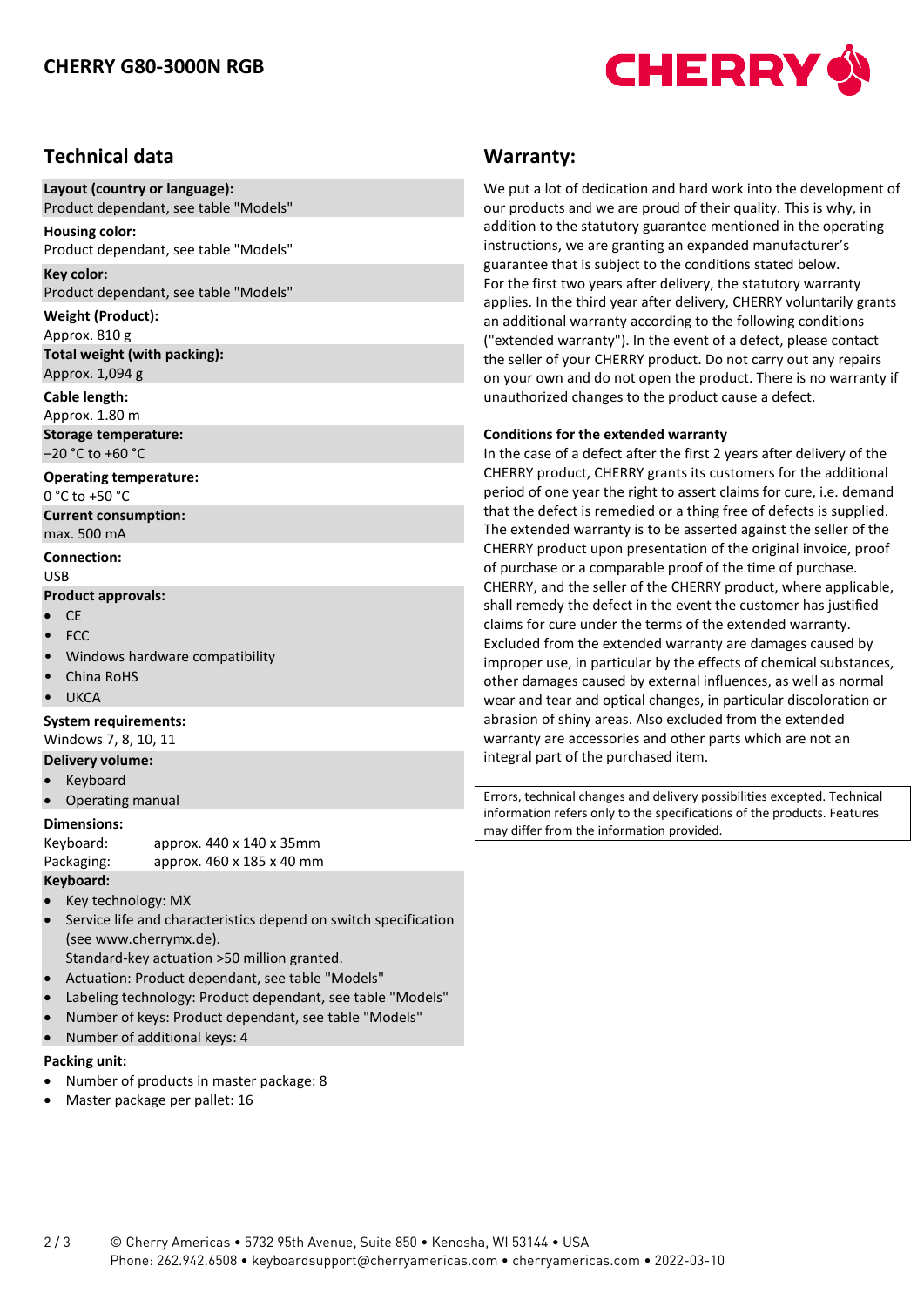## Technical data

**Layout (country or language):**
Product dependant, see table "Models"

**Housing color:**
Product dependant, see table "Models"

**Key color:**
Product dependant, see table "Models"

**Weight (Product):**
Approx. 810 g

**Total weight (with packing):**
Approx. 1,094 g

**Cable length:**
Approx. 1.80 m

**Storage temperature:**
–20 °C to +60 °C

**Operating temperature:**
0 °C to +50 °C

**Current consumption:**
max. 500 mA

**Connection:**
USB

**Product approvals:**

- CE
- FCC
- Windows hardware compatibility
- China RoHS
- UKCA

**System requirements:**
Windows 7, 8, 10, 11

**Delivery volume:**

- Keyboard
- Operating manual

**Dimensions:**

| | |
|---|---|
| Keyboard: | approx. 440 x 140 x 35mm |
| Packaging: | approx. 460 x 185 x 40 mm |

**Keyboard:**

- Key technology: MX
- Service life and characteristics depend on switch specification (see www.cherrymx.de).
  Standard-key actuation >50 million granted.
- Actuation: Product dependant, see table "Models"
- Labeling technology: Product dependant, see table "Models"
- Number of keys: Product dependant, see table "Models"
- Number of additional keys: 4

**Packing unit:**

- Number of products in master package: 8
- Master package per pallet: 16

## Warranty:

We put a lot of dedication and hard work into the development of our products and we are proud of their quality. This is why, in addition to the statutory guarantee mentioned in the operating instructions, we are granting an expanded manufacturer's guarantee that is subject to the conditions stated below.
For the first two years after delivery, the statutory warranty applies. In the third year after delivery, CHERRY voluntarily grants an additional warranty according to the following conditions ("extended warranty"). In the event of a defect, please contact the seller of your CHERRY product. Do not carry out any repairs on your own and do not open the product. There is no warranty if unauthorized changes to the product cause a defect.

**Conditions for the extended warranty**

In the case of a defect after the first 2 years after delivery of the CHERRY product, CHERRY grants its customers for the additional period of one year the right to assert claims for cure, i.e. demand that the defect is remedied or a thing free of defects is supplied. The extended warranty is to be asserted against the seller of the CHERRY product upon presentation of the original invoice, proof of purchase or a comparable proof of the time of purchase. CHERRY, and the seller of the CHERRY product, where applicable, shall remedy the defect in the event the customer has justified claims for cure under the terms of the extended warranty. Excluded from the extended warranty are damages caused by improper use, in particular by the effects of chemical substances, other damages caused by external influences, as well as normal wear and tear and optical changes, in particular discoloration or abrasion of shiny areas. Also excluded from the extended warranty are accessories and other parts which are not an integral part of the purchased item.

Errors, technical changes and delivery possibilities excepted. Technical information refers only to the specifications of the products. Features may differ from the information provided.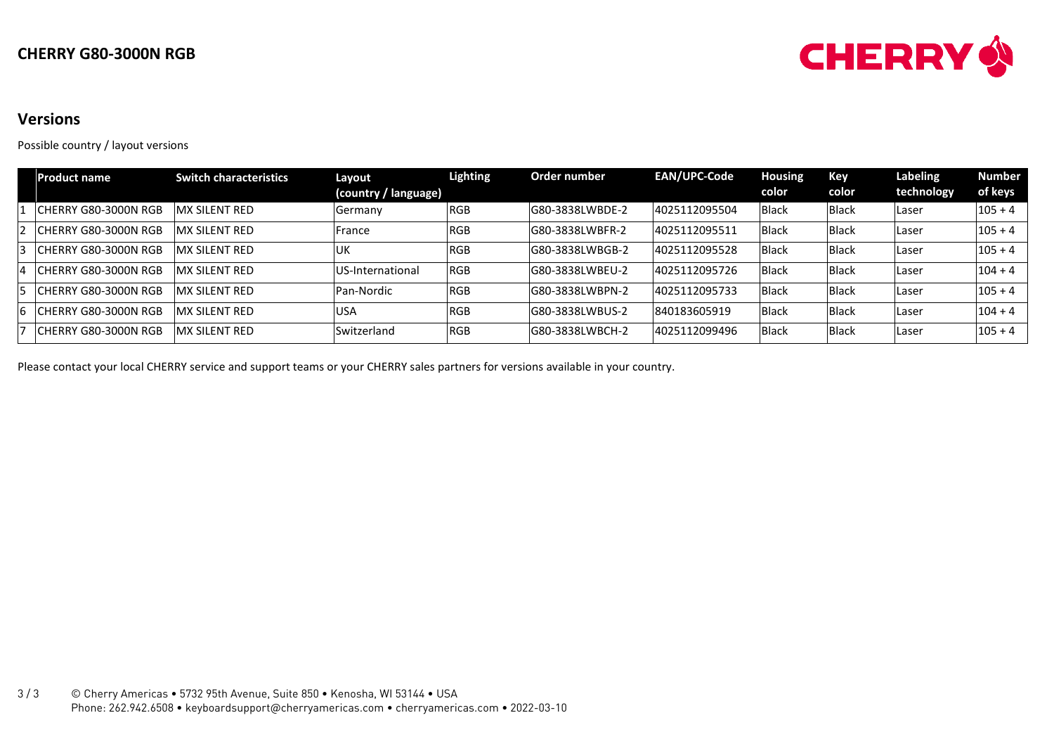# CHERRY G80-3000N RGB

## Versions

Possible country / layout versions

| | Product name | Switch characteristics | Layout (country / language) | Lighting | Order number | EAN/UPC-Code | Housing color | Key color | Labeling technology | Number of keys |
|---|---|---|---|---|---|---|---|---|---|---|
| 1 | CHERRY G80-3000N RGB | MX SILENT RED | Germany | RGB | G80-3838LWBDE-2 | 4025112095504 | Black | Black | Laser | 105 + 4 |
| 2 | CHERRY G80-3000N RGB | MX SILENT RED | France | RGB | G80-3838LWBFR-2 | 4025112095511 | Black | Black | Laser | 105 + 4 |
| 3 | CHERRY G80-3000N RGB | MX SILENT RED | UK | RGB | G80-3838LWBGB-2 | 4025112095528 | Black | Black | Laser | 105 + 4 |
| 4 | CHERRY G80-3000N RGB | MX SILENT RED | US-International | RGB | G80-3838LWBEU-2 | 4025112095726 | Black | Black | Laser | 104 + 4 |
| 5 | CHERRY G80-3000N RGB | MX SILENT RED | Pan-Nordic | RGB | G80-3838LWBPN-2 | 4025112095733 | Black | Black | Laser | 105 + 4 |
| 6 | CHERRY G80-3000N RGB | MX SILENT RED | USA | RGB | G80-3838LWBUS-2 | 840183605919 | Black | Black | Laser | 104 + 4 |
| 7 | CHERRY G80-3000N RGB | MX SILENT RED | Switzerland | RGB | G80-3838LWBCH-2 | 4025112099496 | Black | Black | Laser | 105 + 4 |

Please contact your local CHERRY service and support teams or your CHERRY sales partners for versions available in your country.

© Cherry Americas • 5732 95th Avenue, Suite 850 • Kenosha, WI 53144 • USA
Phone: 262.942.6508 • keyboardsupport@cherryamericas.com • cherryamericas.com • 2022-03-10